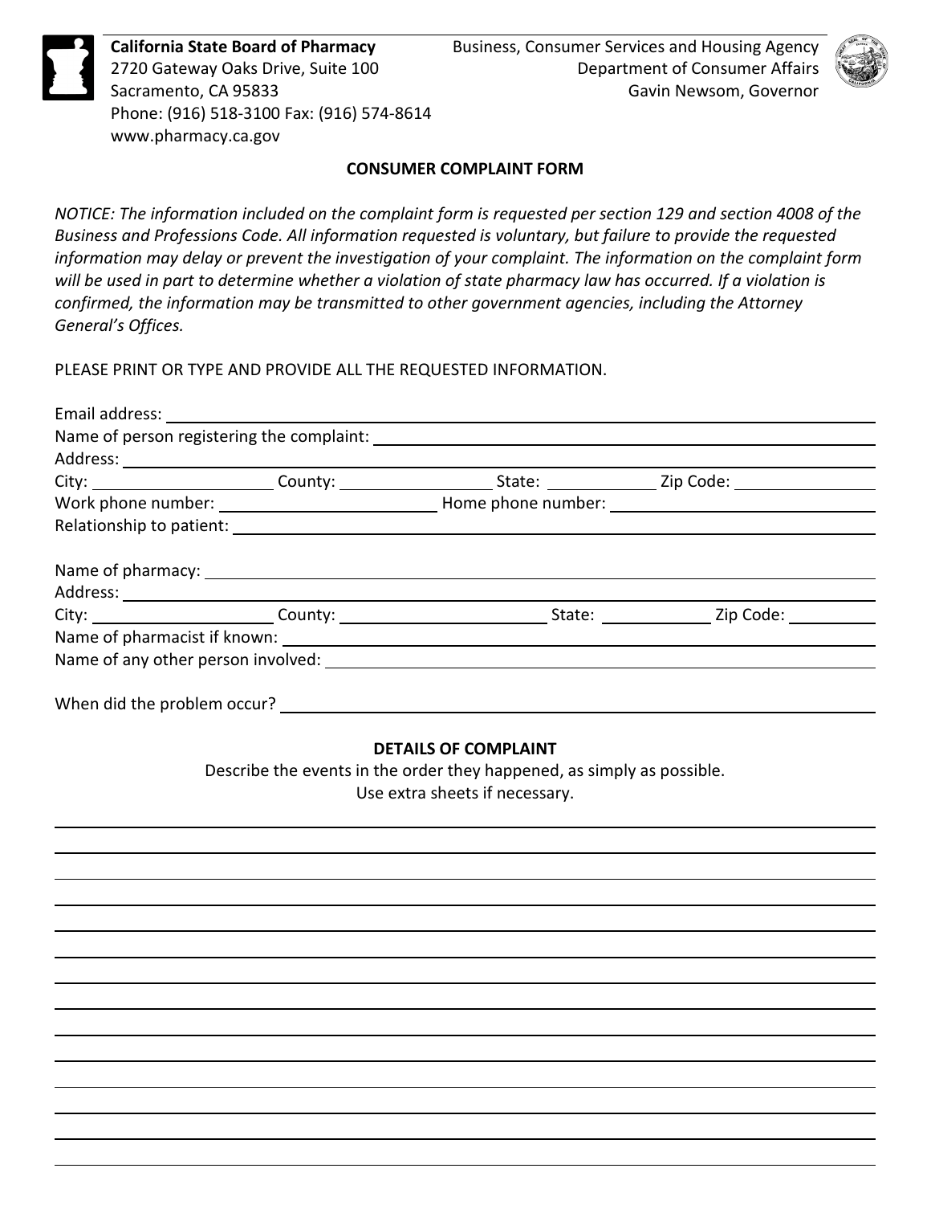**California State Board of Pharmacy**
2720 Gateway Oaks Drive, Suite 100
Sacramento, CA 95833
Phone: (916) 518-3100 Fax: (916) 574-8614
www.pharmacy.ca.gov

Business, Consumer Services and Housing Agency
Department of Consumer Affairs
Gavin Newsom, Governor

## CONSUMER COMPLAINT FORM

*NOTICE: The information included on the complaint form is requested per section 129 and section 4008 of the Business and Professions Code. All information requested is voluntary, but failure to provide the requested information may delay or prevent the investigation of your complaint. The information on the complaint form will be used in part to determine whether a violation of state pharmacy law has occurred. If a violation is confirmed, the information may be transmitted to other government agencies, including the Attorney General's Offices.*

PLEASE PRINT OR TYPE AND PROVIDE ALL THE REQUESTED INFORMATION.

Email address: ______________________________

Name of person registering the complaint: ______________________________

Address: ______________________________

City: ____________ County: ____________ State: ____________ Zip Code: ____________

Work phone number: ____________ Home phone number: ____________

Relationship to patient: ______________________________

Name of pharmacy: ______________________________

Address: ______________________________

City: ____________ County: ____________ State: ____________ Zip Code: ____________

Name of pharmacist if known: ______________________________

Name of any other person involved: ______________________________

When did the problem occur? ______________________________

### DETAILS OF COMPLAINT

Describe the events in the order they happened, as simply as possible.
Use extra sheets if necessary.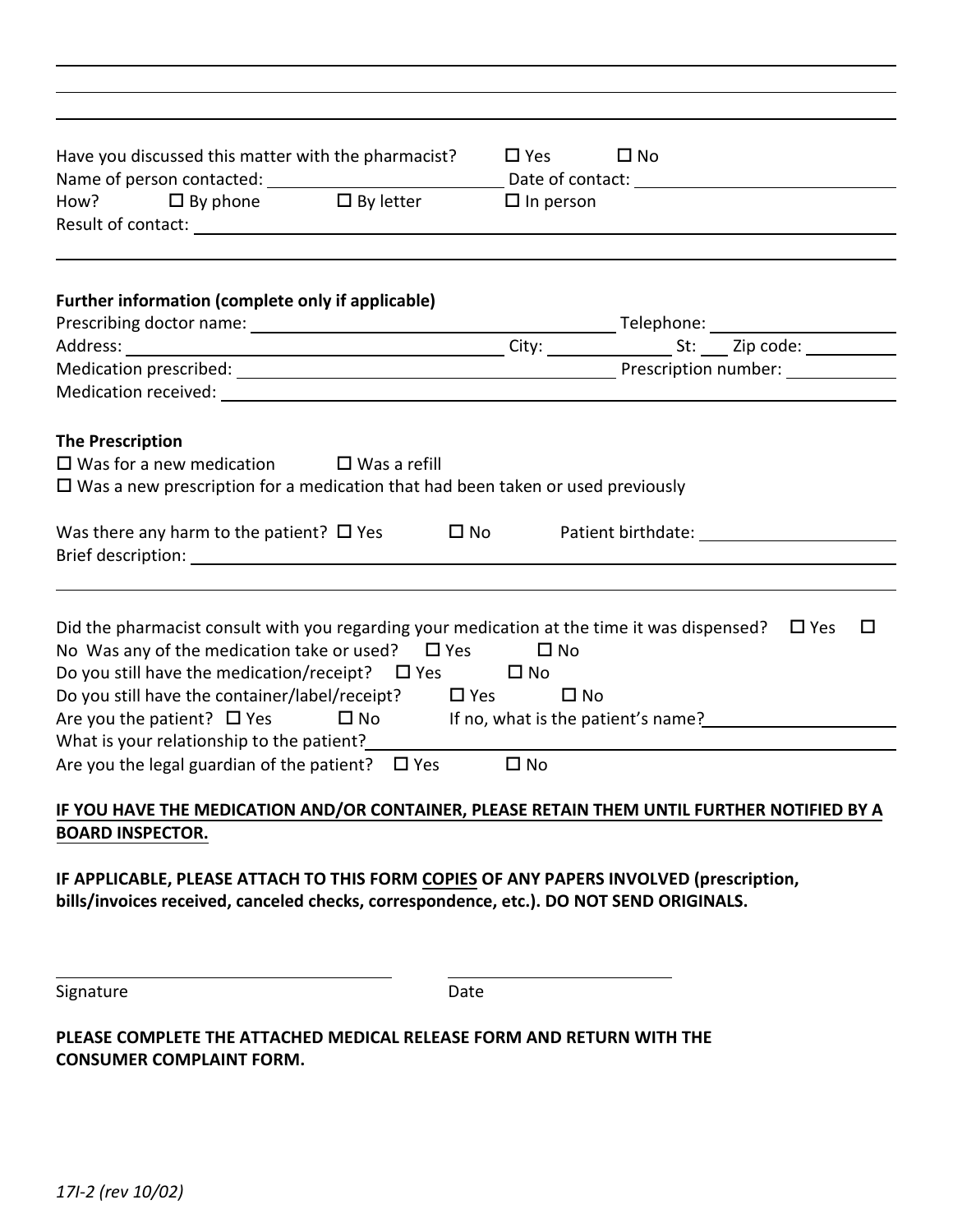Have you discussed this matter with the pharmacist? ☐ Yes ☐ No
Name of person contacted: ____________________ Date of contact: ____________________
How? ☐ By phone ☐ By letter ☐ In person
Result of contact: ____________________

**Further information (complete only if applicable)**
Prescribing doctor name: ____________________ Telephone: ____________________
Address: ____________________ City: __________ St: ___ Zip code: __________
Medication prescribed: ____________________ Prescription number: __________
Medication received: ____________________

**The Prescription**
☐ Was for a new medication ☐ Was a refill
☐ Was a new prescription for a medication that had been taken or used previously

Was there any harm to the patient? ☐ Yes ☐ No Patient birthdate: ____________________
Brief description: ____________________

Did the pharmacist consult with you regarding your medication at the time it was dispensed? ☐ Yes ☐ No Was any of the medication take or used? ☐ Yes ☐ No
Do you still have the medication/receipt? ☐ Yes ☐ No
Do you still have the container/label/receipt? ☐ Yes ☐ No
Are you the patient? ☐ Yes ☐ No If no, what is the patient's name? ____________________
What is your relationship to the patient? ____________________
Are you the legal guardian of the patient? ☐ Yes ☐ No

**IF YOU HAVE THE MEDICATION AND/OR CONTAINER, PLEASE RETAIN THEM UNTIL FURTHER NOTIFIED BY A BOARD INSPECTOR.**

**IF APPLICABLE, PLEASE ATTACH TO THIS FORM COPIES OF ANY PAPERS INVOLVED (prescription, bills/invoices received, canceled checks, correspondence, etc.). DO NOT SEND ORIGINALS.**

____________________ ____________________
Signature Date

**PLEASE COMPLETE THE ATTACHED MEDICAL RELEASE FORM AND RETURN WITH THE CONSUMER COMPLAINT FORM.**

*17I-2 (rev 10/02)*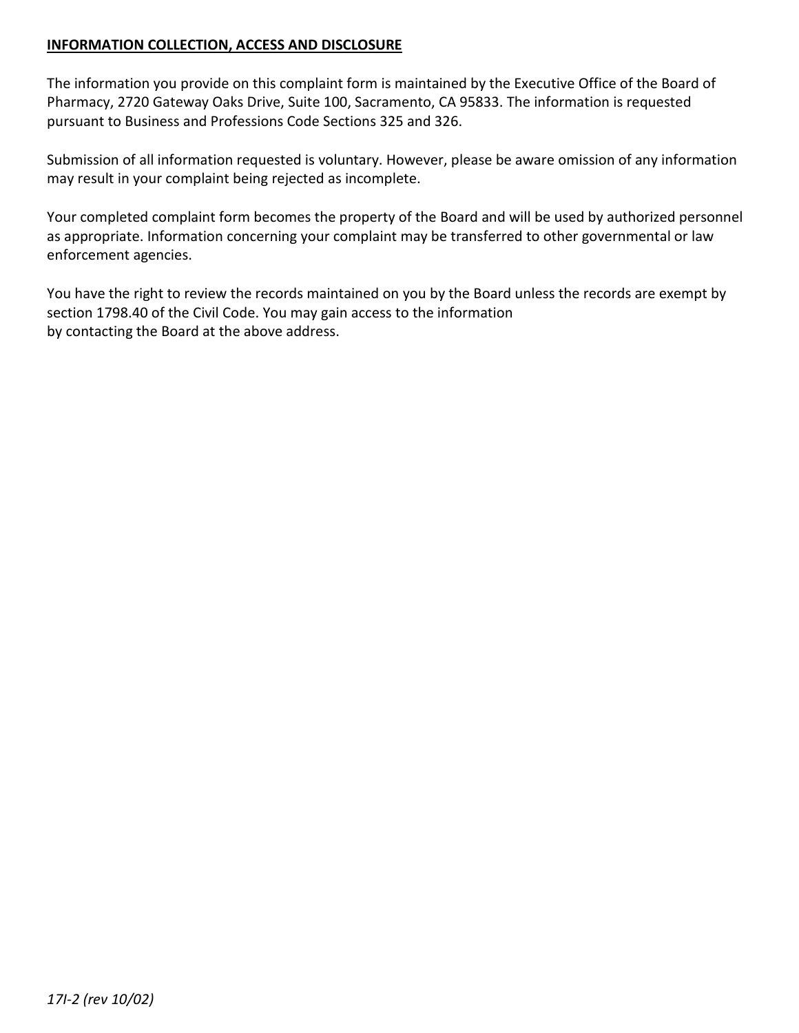**INFORMATION COLLECTION, ACCESS AND DISCLOSURE**

The information you provide on this complaint form is maintained by the Executive Office of the Board of Pharmacy, 2720 Gateway Oaks Drive, Suite 100, Sacramento, CA 95833. The information is requested pursuant to Business and Professions Code Sections 325 and 326.

Submission of all information requested is voluntary. However, please be aware omission of any information may result in your complaint being rejected as incomplete.

Your completed complaint form becomes the property of the Board and will be used by authorized personnel as appropriate. Information concerning your complaint may be transferred to other governmental or law enforcement agencies.

You have the right to review the records maintained on you by the Board unless the records are exempt by section 1798.40 of the Civil Code. You may gain access to the information by contacting the Board at the above address.

*17I-2 (rev 10/02)*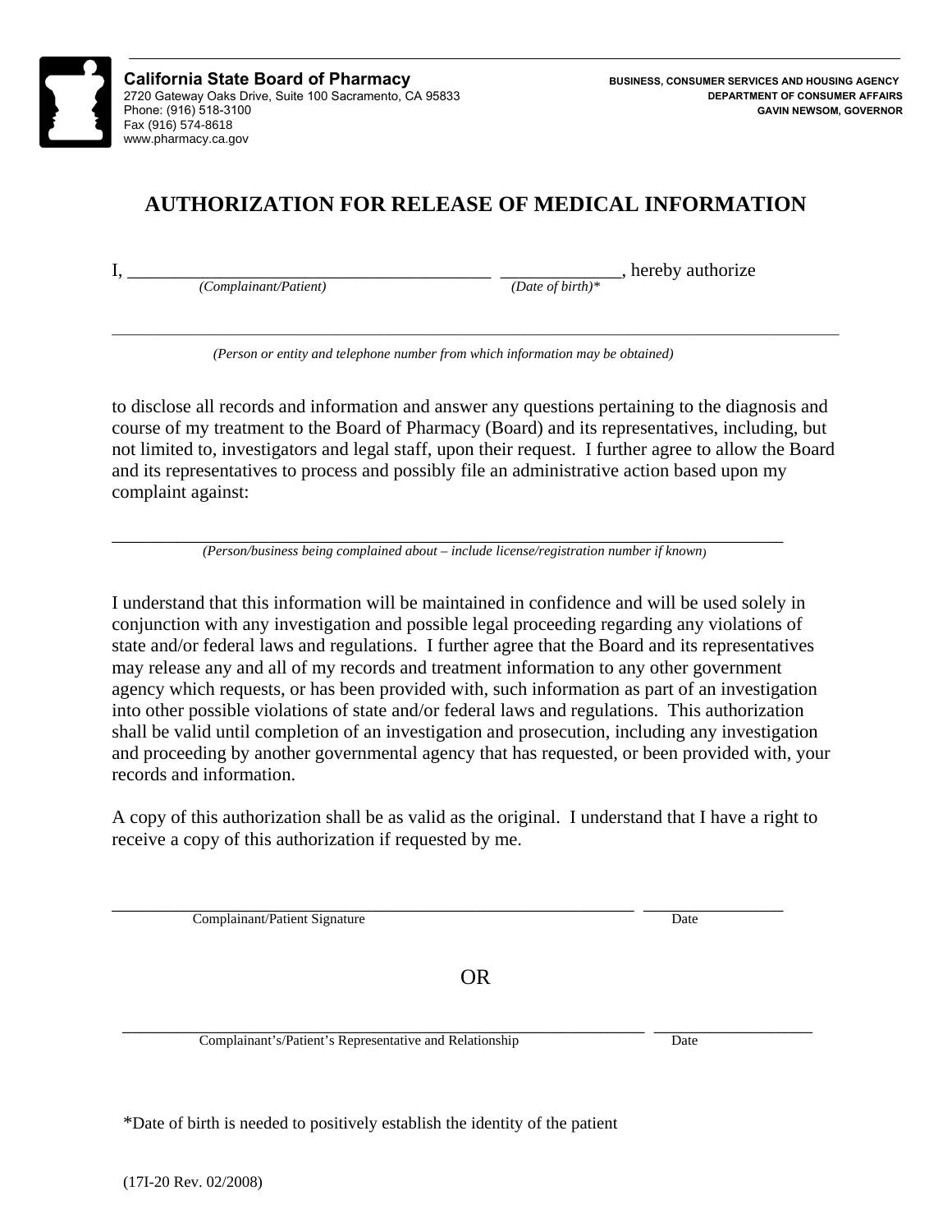**California State Board of Pharmacy**
2720 Gateway Oaks Drive, Suite 100 Sacramento, CA 95833
Phone: (916) 518-3100
Fax (916) 574-8618
www.pharmacy.ca.gov

**BUSINESS, CONSUMER SERVICES AND HOUSING AGENCY**
**DEPARTMENT OF CONSUMER AFFAIRS**
**GAVIN NEWSOM, GOVERNOR**

# AUTHORIZATION FOR RELEASE OF MEDICAL INFORMATION

I, ________________________________________ _____________, hereby authorize
*(Complainant/Patient)* *(Date of birth)**

____________________________________________________________________________________
*(Person or entity and telephone number from which information may be obtained)*

to disclose all records and information and answer any questions pertaining to the diagnosis and course of my treatment to the Board of Pharmacy (Board) and its representatives, including, but not limited to, investigators and legal staff, upon their request. I further agree to allow the Board and its representatives to process and possibly file an administrative action based upon my complaint against:

____________________________________________________________________________
*(Person/business being complained about – include license/registration number if known)*

I understand that this information will be maintained in confidence and will be used solely in conjunction with any investigation and possible legal proceeding regarding any violations of state and/or federal laws and regulations. I further agree that the Board and its representatives may release any and all of my records and treatment information to any other government agency which requests, or has been provided with, such information as part of an investigation into other possible violations of state and/or federal laws and regulations. This authorization shall be valid until completion of an investigation and prosecution, including any investigation and proceeding by another governmental agency that has requested, or been provided with, your records and information.

A copy of this authorization shall be as valid as the original. I understand that I have a right to receive a copy of this authorization if requested by me.

____________________________________________________________ ________________
Complainant/Patient Signature Date

OR

____________________________________________________________ ________________
Complainant's/Patient's Representative and Relationship Date

*Date of birth is needed to positively establish the identity of the patient

(17I-20 Rev. 02/2008)